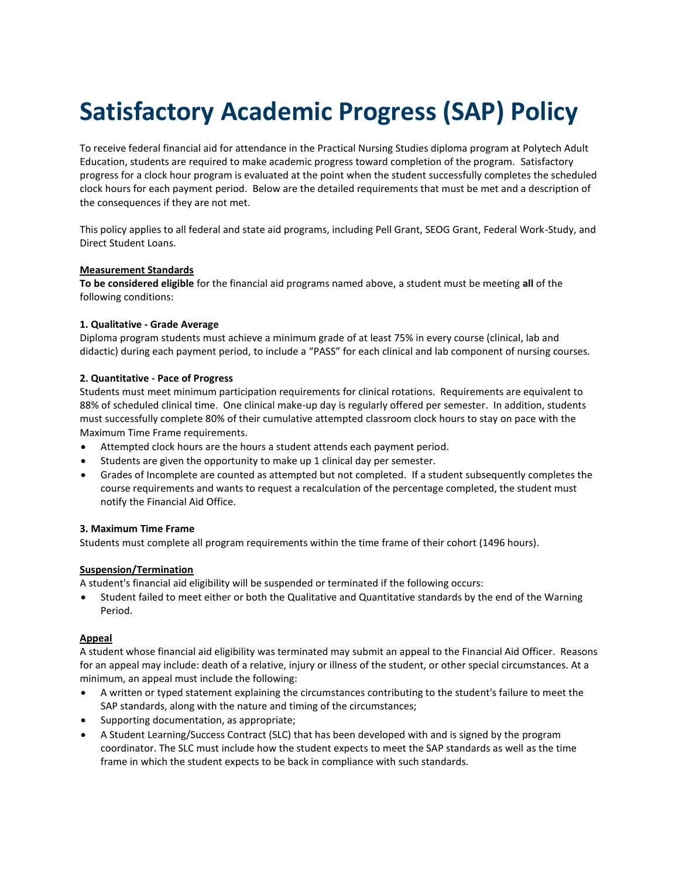# Satisfactory Academic Progress (SAP) Policy

To receive federal financial aid for attendance in the Practical Nursing Studies diploma program at Polytech Adult Education, students are required to make academic progress toward completion of the program. Satisfactory progress for a clock hour program is evaluated at the point when the student successfully completes the scheduled clock hours for each payment period. Below are the detailed requirements that must be met and a description of the consequences if they are not met.

This policy applies to all federal and state aid programs, including Pell Grant, SEOG Grant, Federal Work-Study, and Direct Student Loans.

**Measurement Standards**

**To be considered eligible** for the financial aid programs named above, a student must be meeting **all** of the following conditions:

**1. Qualitative - Grade Average**

Diploma program students must achieve a minimum grade of at least 75% in every course (clinical, lab and didactic) during each payment period, to include a "PASS" for each clinical and lab component of nursing courses.

**2. Quantitative - Pace of Progress**

Students must meet minimum participation requirements for clinical rotations. Requirements are equivalent to 88% of scheduled clinical time. One clinical make-up day is regularly offered per semester. In addition, students must successfully complete 80% of their cumulative attempted classroom clock hours to stay on pace with the Maximum Time Frame requirements.

- Attempted clock hours are the hours a student attends each payment period.
- Students are given the opportunity to make up 1 clinical day per semester.
- Grades of Incomplete are counted as attempted but not completed. If a student subsequently completes the course requirements and wants to request a recalculation of the percentage completed, the student must notify the Financial Aid Office.

**3. Maximum Time Frame**

Students must complete all program requirements within the time frame of their cohort (1496 hours).

**Suspension/Termination**

A student's financial aid eligibility will be suspended or terminated if the following occurs:

- Student failed to meet either or both the Qualitative and Quantitative standards by the end of the Warning Period.

**Appeal**

A student whose financial aid eligibility was terminated may submit an appeal to the Financial Aid Officer. Reasons for an appeal may include: death of a relative, injury or illness of the student, or other special circumstances. At a minimum, an appeal must include the following:

- A written or typed statement explaining the circumstances contributing to the student's failure to meet the SAP standards, along with the nature and timing of the circumstances;
- Supporting documentation, as appropriate;
- A Student Learning/Success Contract (SLC) that has been developed with and is signed by the program coordinator. The SLC must include how the student expects to meet the SAP standards as well as the time frame in which the student expects to be back in compliance with such standards.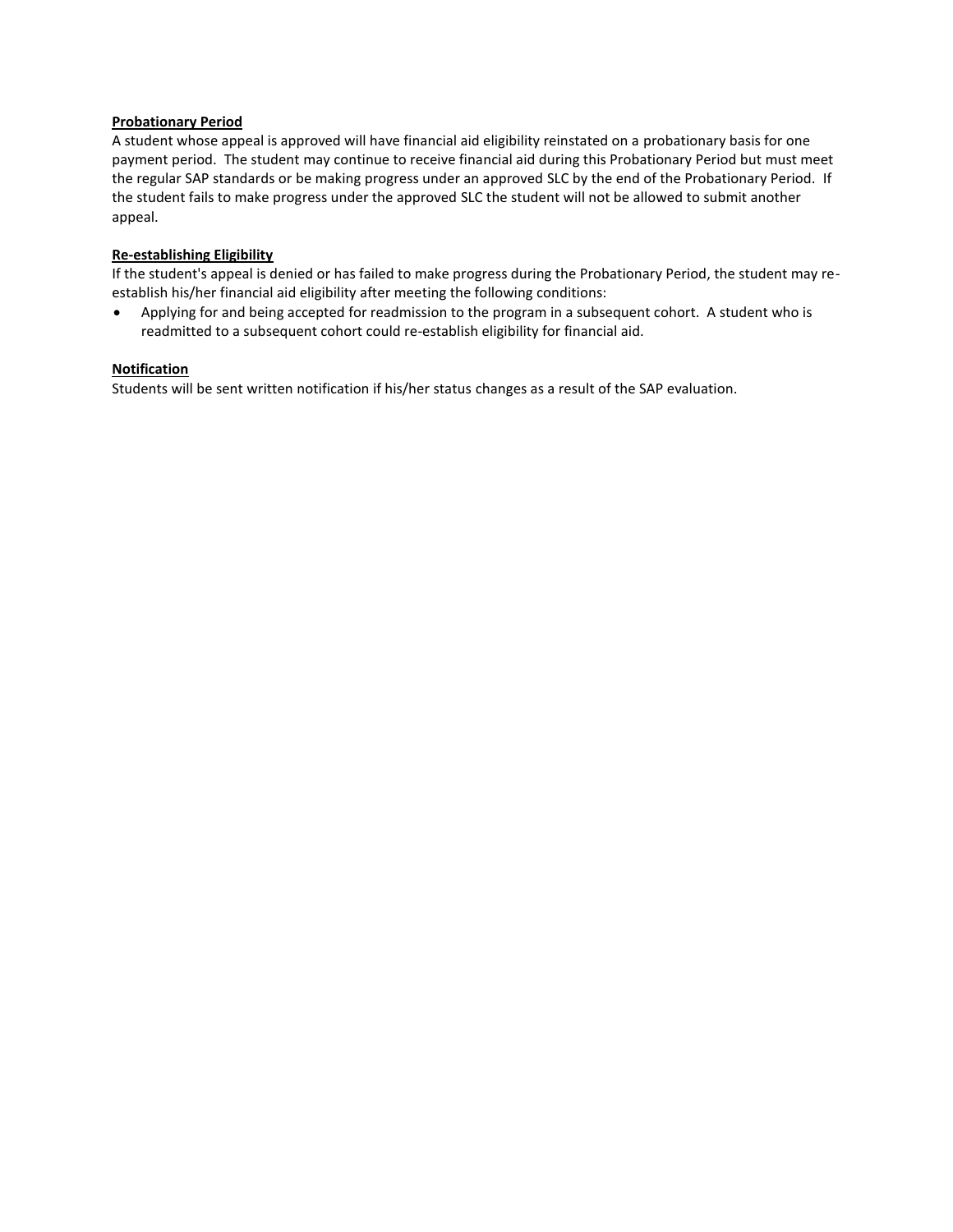**Probationary Period**

A student whose appeal is approved will have financial aid eligibility reinstated on a probationary basis for one payment period. The student may continue to receive financial aid during this Probationary Period but must meet the regular SAP standards or be making progress under an approved SLC by the end of the Probationary Period. If the student fails to make progress under the approved SLC the student will not be allowed to submit another appeal.

**Re-establishing Eligibility**

If the student's appeal is denied or has failed to make progress during the Probationary Period, the student may re-establish his/her financial aid eligibility after meeting the following conditions:

- Applying for and being accepted for readmission to the program in a subsequent cohort. A student who is readmitted to a subsequent cohort could re-establish eligibility for financial aid.

**Notification**

Students will be sent written notification if his/her status changes as a result of the SAP evaluation.